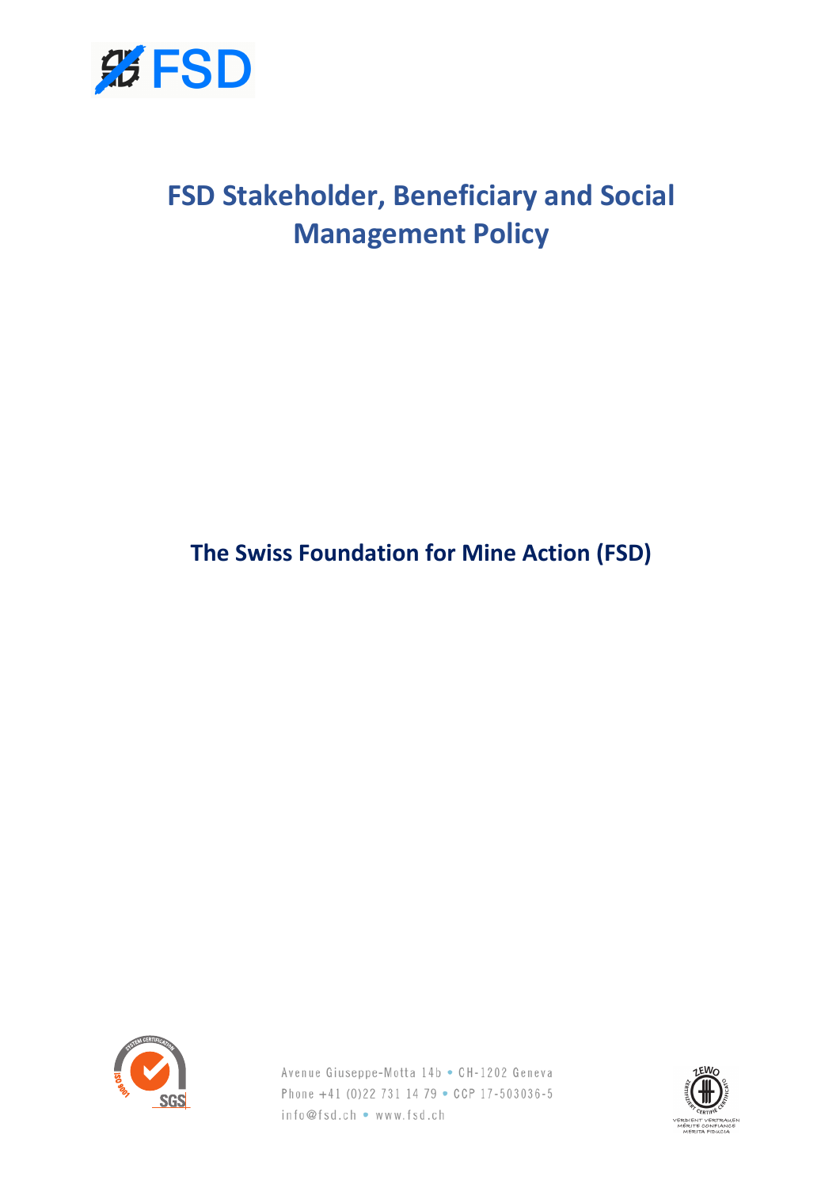# FSD Stakeholder, Beneficiary and Social Management Policy

**The Swiss Foundation for Mine Action (FSD)**

Avenue Giuseppe-Motta 14b • CH-1202 Geneva
Phone +41 (0)22 731 14 79 • CCP 17-503036-5
info@fsd.ch • www.fsd.ch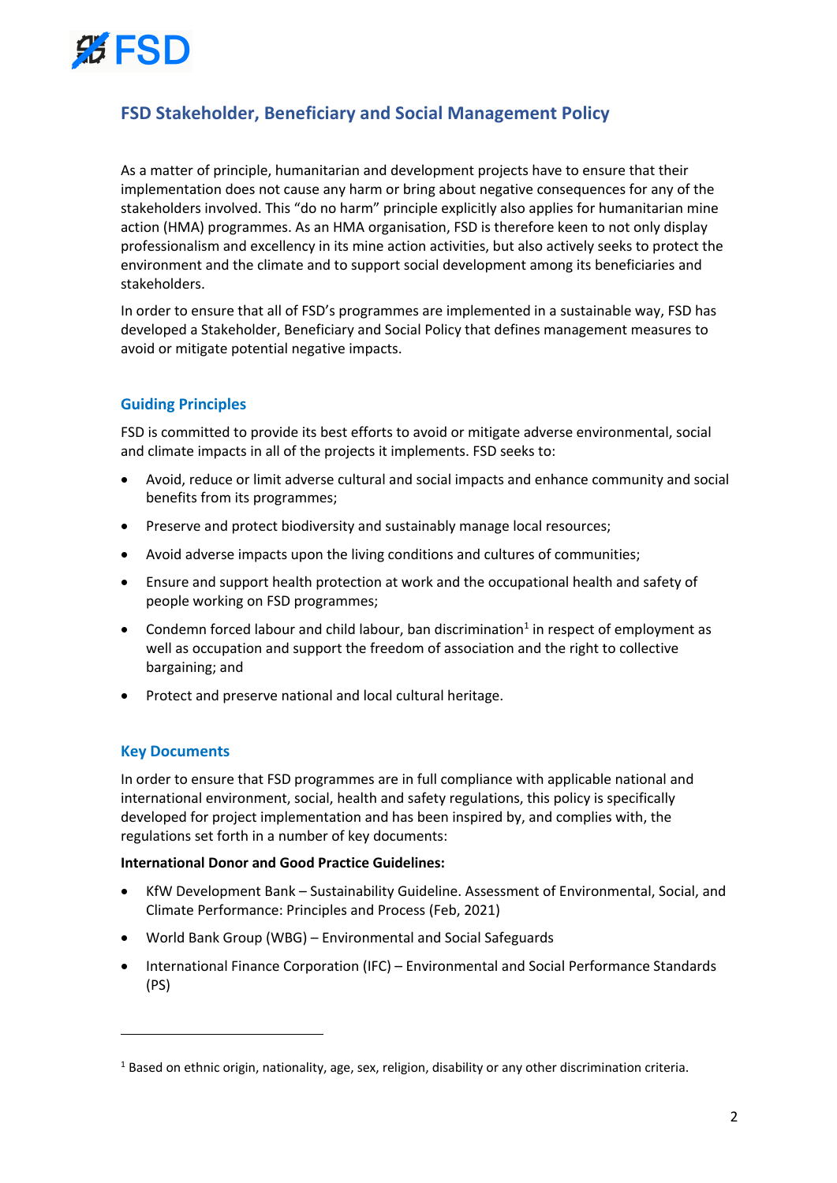## FSD Stakeholder, Beneficiary and Social Management Policy

As a matter of principle, humanitarian and development projects have to ensure that their implementation does not cause any harm or bring about negative consequences for any of the stakeholders involved. This "do no harm" principle explicitly also applies for humanitarian mine action (HMA) programmes. As an HMA organisation, FSD is therefore keen to not only display professionalism and excellency in its mine action activities, but also actively seeks to protect the environment and the climate and to support social development among its beneficiaries and stakeholders.

In order to ensure that all of FSD's programmes are implemented in a sustainable way, FSD has developed a Stakeholder, Beneficiary and Social Policy that defines management measures to avoid or mitigate potential negative impacts.

### Guiding Principles

FSD is committed to provide its best efforts to avoid or mitigate adverse environmental, social and climate impacts in all of the projects it implements. FSD seeks to:

- Avoid, reduce or limit adverse cultural and social impacts and enhance community and social benefits from its programmes;
- Preserve and protect biodiversity and sustainably manage local resources;
- Avoid adverse impacts upon the living conditions and cultures of communities;
- Ensure and support health protection at work and the occupational health and safety of people working on FSD programmes;
- Condemn forced labour and child labour, ban discrimination[1] in respect of employment as well as occupation and support the freedom of association and the right to collective bargaining; and
- Protect and preserve national and local cultural heritage.

### Key Documents

In order to ensure that FSD programmes are in full compliance with applicable national and international environment, social, health and safety regulations, this policy is specifically developed for project implementation and has been inspired by, and complies with, the regulations set forth in a number of key documents:

**International Donor and Good Practice Guidelines:**

- KfW Development Bank – Sustainability Guideline. Assessment of Environmental, Social, and Climate Performance: Principles and Process (Feb, 2021)
- World Bank Group (WBG) – Environmental and Social Safeguards
- International Finance Corporation (IFC) – Environmental and Social Performance Standards (PS)

[1] Based on ethnic origin, nationality, age, sex, religion, disability or any other discrimination criteria.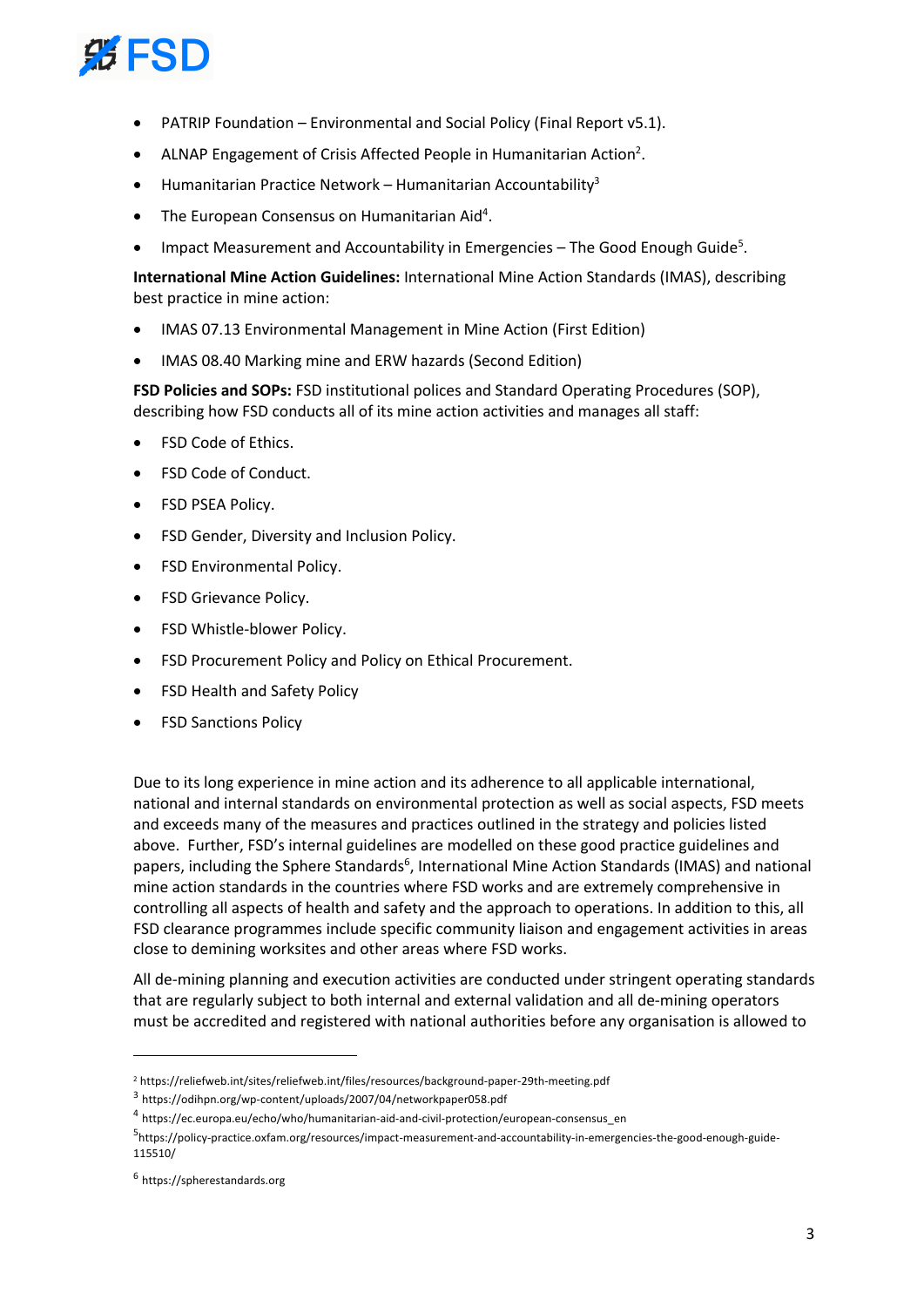- PATRIP Foundation – Environmental and Social Policy (Final Report v5.1).
- ALNAP Engagement of Crisis Affected People in Humanitarian Action[2].
- Humanitarian Practice Network – Humanitarian Accountability[3]
- The European Consensus on Humanitarian Aid[4].
- Impact Measurement and Accountability in Emergencies – The Good Enough Guide[5].

**International Mine Action Guidelines:** International Mine Action Standards (IMAS), describing best practice in mine action:

- IMAS 07.13 Environmental Management in Mine Action (First Edition)
- IMAS 08.40 Marking mine and ERW hazards (Second Edition)

**FSD Policies and SOPs:** FSD institutional polices and Standard Operating Procedures (SOP), describing how FSD conducts all of its mine action activities and manages all staff:

- FSD Code of Ethics.
- FSD Code of Conduct.
- FSD PSEA Policy.
- FSD Gender, Diversity and Inclusion Policy.
- FSD Environmental Policy.
- FSD Grievance Policy.
- FSD Whistle-blower Policy.
- FSD Procurement Policy and Policy on Ethical Procurement.
- FSD Health and Safety Policy
- FSD Sanctions Policy

Due to its long experience in mine action and its adherence to all applicable international, national and internal standards on environmental protection as well as social aspects, FSD meets and exceeds many of the measures and practices outlined in the strategy and policies listed above. Further, FSD's internal guidelines are modelled on these good practice guidelines and papers, including the Sphere Standards[6], International Mine Action Standards (IMAS) and national mine action standards in the countries where FSD works and are extremely comprehensive in controlling all aspects of health and safety and the approach to operations. In addition to this, all FSD clearance programmes include specific community liaison and engagement activities in areas close to demining worksites and other areas where FSD works.

All de-mining planning and execution activities are conducted under stringent operating standards that are regularly subject to both internal and external validation and all de-mining operators must be accredited and registered with national authorities before any organisation is allowed to

---

[2] https://reliefweb.int/sites/reliefweb.int/files/resources/background-paper-29th-meeting.pdf

[3] https://odihpn.org/wp-content/uploads/2007/04/networkpaper058.pdf

[4] https://ec.europa.eu/echo/who/humanitarian-aid-and-civil-protection/european-consensus_en

[5] https://policy-practice.oxfam.org/resources/impact-measurement-and-accountability-in-emergencies-the-good-enough-guide-115510/

[6] https://spherestandards.org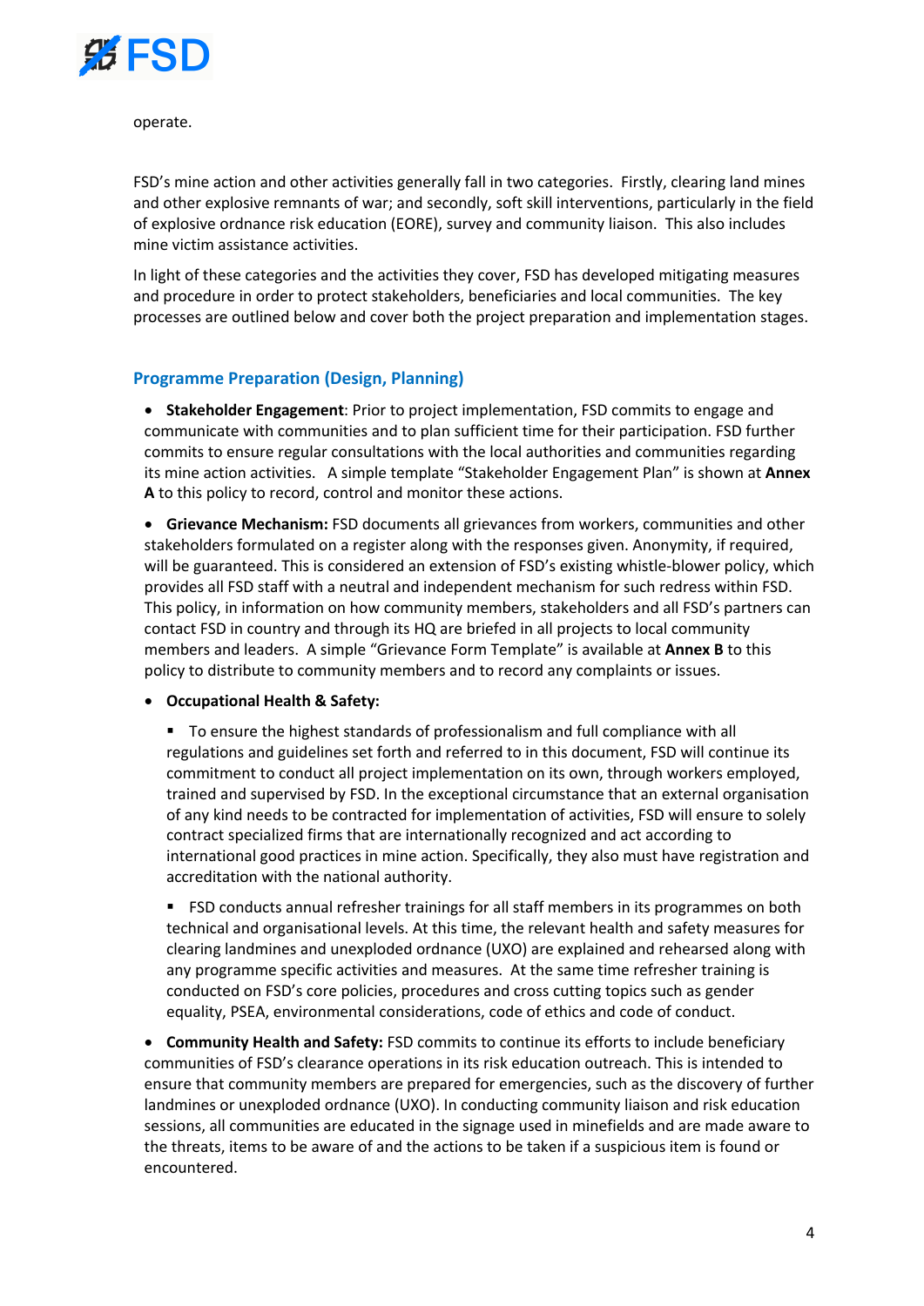operate.

FSD's mine action and other activities generally fall in two categories. Firstly, clearing land mines and other explosive remnants of war; and secondly, soft skill interventions, particularly in the field of explosive ordnance risk education (EORE), survey and community liaison. This also includes mine victim assistance activities.

In light of these categories and the activities they cover, FSD has developed mitigating measures and procedure in order to protect stakeholders, beneficiaries and local communities. The key processes are outlined below and cover both the project preparation and implementation stages.

## Programme Preparation (Design, Planning)

- **Stakeholder Engagement**: Prior to project implementation, FSD commits to engage and communicate with communities and to plan sufficient time for their participation. FSD further commits to ensure regular consultations with the local authorities and communities regarding its mine action activities. A simple template "Stakeholder Engagement Plan" is shown at **Annex A** to this policy to record, control and monitor these actions.

- **Grievance Mechanism:** FSD documents all grievances from workers, communities and other stakeholders formulated on a register along with the responses given. Anonymity, if required, will be guaranteed. This is considered an extension of FSD's existing whistle-blower policy, which provides all FSD staff with a neutral and independent mechanism for such redress within FSD. This policy, in information on how community members, stakeholders and all FSD's partners can contact FSD in country and through its HQ are briefed in all projects to local community members and leaders. A simple "Grievance Form Template" is available at **Annex B** to this policy to distribute to community members and to record any complaints or issues.

- **Occupational Health & Safety:**
  - To ensure the highest standards of professionalism and full compliance with all regulations and guidelines set forth and referred to in this document, FSD will continue its commitment to conduct all project implementation on its own, through workers employed, trained and supervised by FSD. In the exceptional circumstance that an external organisation of any kind needs to be contracted for implementation of activities, FSD will ensure to solely contract specialized firms that are internationally recognized and act according to international good practices in mine action. Specifically, they also must have registration and accreditation with the national authority.
  - FSD conducts annual refresher trainings for all staff members in its programmes on both technical and organisational levels. At this time, the relevant health and safety measures for clearing landmines and unexploded ordnance (UXO) are explained and rehearsed along with any programme specific activities and measures. At the same time refresher training is conducted on FSD's core policies, procedures and cross cutting topics such as gender equality, PSEA, environmental considerations, code of ethics and code of conduct.

- **Community Health and Safety:** FSD commits to continue its efforts to include beneficiary communities of FSD's clearance operations in its risk education outreach. This is intended to ensure that community members are prepared for emergencies, such as the discovery of further landmines or unexploded ordnance (UXO). In conducting community liaison and risk education sessions, all communities are educated in the signage used in minefields and are made aware to the threats, items to be aware of and the actions to be taken if a suspicious item is found or encountered.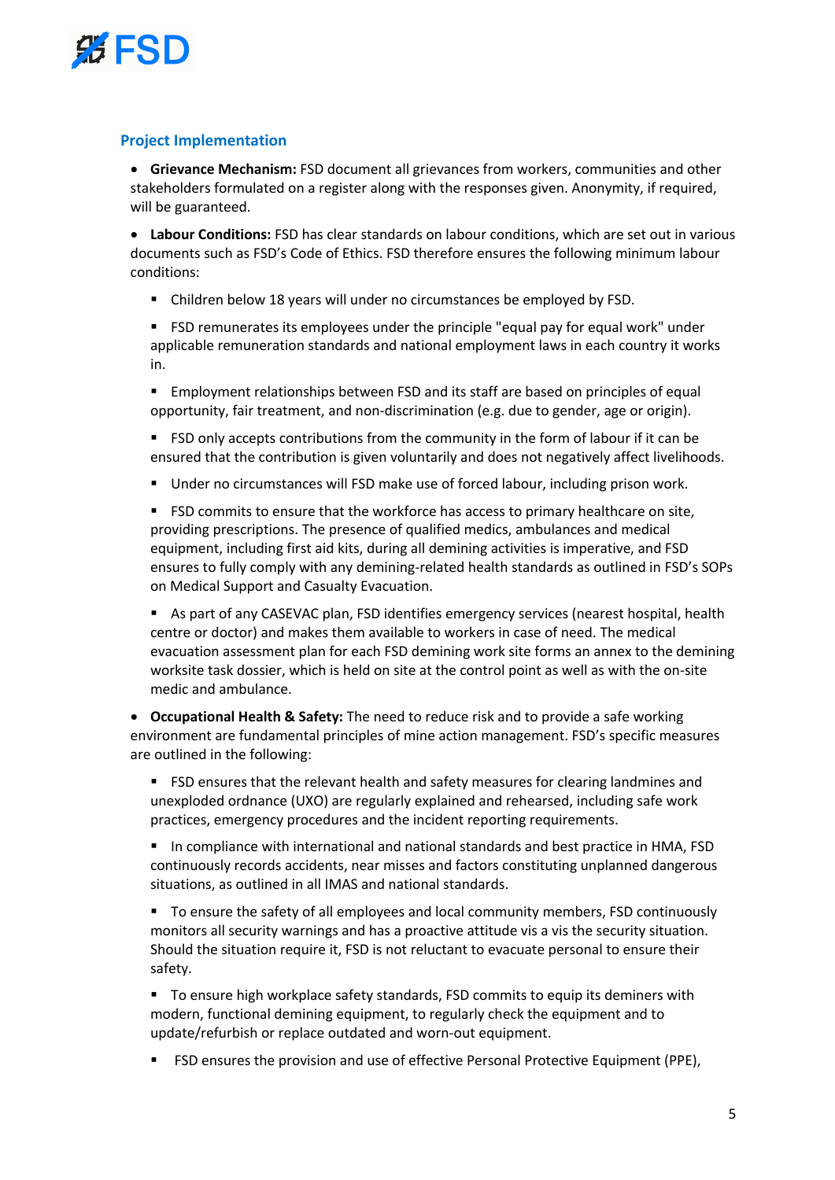### Project Implementation

- **Grievance Mechanism:** FSD document all grievances from workers, communities and other stakeholders formulated on a register along with the responses given. Anonymity, if required, will be guaranteed.

- **Labour Conditions:** FSD has clear standards on labour conditions, which are set out in various documents such as FSD's Code of Ethics. FSD therefore ensures the following minimum labour conditions:

  - Children below 18 years will under no circumstances be employed by FSD.

  - FSD remunerates its employees under the principle "equal pay for equal work" under applicable remuneration standards and national employment laws in each country it works in.

  - Employment relationships between FSD and its staff are based on principles of equal opportunity, fair treatment, and non-discrimination (e.g. due to gender, age or origin).

  - FSD only accepts contributions from the community in the form of labour if it can be ensured that the contribution is given voluntarily and does not negatively affect livelihoods.

  - Under no circumstances will FSD make use of forced labour, including prison work.

  - FSD commits to ensure that the workforce has access to primary healthcare on site, providing prescriptions. The presence of qualified medics, ambulances and medical equipment, including first aid kits, during all demining activities is imperative, and FSD ensures to fully comply with any demining-related health standards as outlined in FSD's SOPs on Medical Support and Casualty Evacuation.

  - As part of any CASEVAC plan, FSD identifies emergency services (nearest hospital, health centre or doctor) and makes them available to workers in case of need. The medical evacuation assessment plan for each FSD demining work site forms an annex to the demining worksite task dossier, which is held on site at the control point as well as with the on-site medic and ambulance.

- **Occupational Health & Safety:** The need to reduce risk and to provide a safe working environment are fundamental principles of mine action management. FSD's specific measures are outlined in the following:

  - FSD ensures that the relevant health and safety measures for clearing landmines and unexploded ordnance (UXO) are regularly explained and rehearsed, including safe work practices, emergency procedures and the incident reporting requirements.

  - In compliance with international and national standards and best practice in HMA, FSD continuously records accidents, near misses and factors constituting unplanned dangerous situations, as outlined in all IMAS and national standards.

  - To ensure the safety of all employees and local community members, FSD continuously monitors all security warnings and has a proactive attitude vis a vis the security situation. Should the situation require it, FSD is not reluctant to evacuate personal to ensure their safety.

  - To ensure high workplace safety standards, FSD commits to equip its deminers with modern, functional demining equipment, to regularly check the equipment and to update/refurbish or replace outdated and worn-out equipment.

  - FSD ensures the provision and use of effective Personal Protective Equipment (PPE),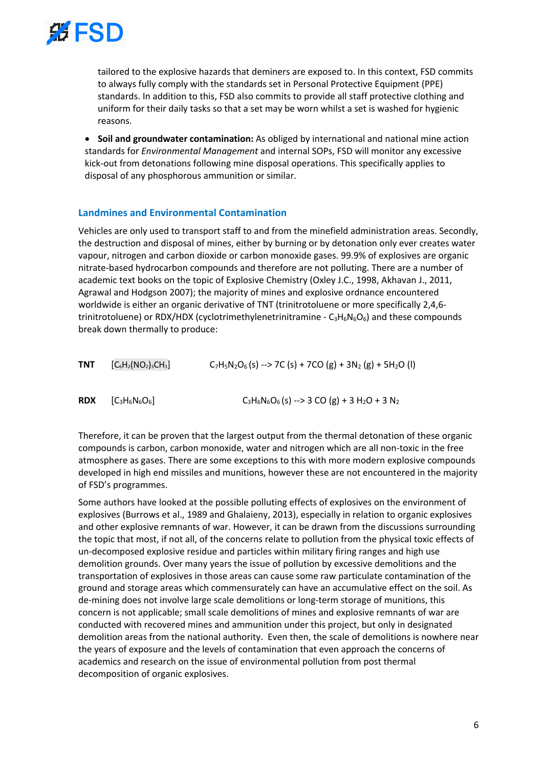tailored to the explosive hazards that deminers are exposed to. In this context, FSD commits to always fully comply with the standards set in Personal Protective Equipment (PPE) standards. In addition to this, FSD also commits to provide all staff protective clothing and uniform for their daily tasks so that a set may be worn whilst a set is washed for hygienic reasons.

- **Soil and groundwater contamination:** As obliged by international and national mine action standards for *Environmental Management* and internal SOPs, FSD will monitor any excessive kick-out from detonations following mine disposal operations. This specifically applies to disposal of any phosphorous ammunition or similar.

### Landmines and Environmental Contamination

Vehicles are only used to transport staff to and from the minefield administration areas. Secondly, the destruction and disposal of mines, either by burning or by detonation only ever creates water vapour, nitrogen and carbon dioxide or carbon monoxide gases. 99.9% of explosives are organic nitrate-based hydrocarbon compounds and therefore are not polluting. There are a number of academic text books on the topic of Explosive Chemistry (Oxley J.C., 1998, Akhavan J., 2011, Agrawal and Hodgson 2007); the majority of mines and explosive ordnance encountered worldwide is either an organic derivative of TNT (trinitrotoluene or more specifically 2,4,6-trinitrotoluene) or RDX/HDX (cyclotrimethylenetrinitramine - $C_3H_6N_6O_6$) and these compounds break down thermally to produce:

**TNT** $[C_6H_2(NO_2)_3CH_3]$ $C_7H_5N_2O_6\,(s) \rightarrow 7C\,(s) + 7CO\,(g) + 3N_2\,(g) + 5H_2O\,(l)$

**RDX** $[C_3H_6N_6O_6]$ $C_3H_6N_6O_6\,(s) \rightarrow 3\,CO\,(g) + 3\,H_2O + 3\,N_2$

Therefore, it can be proven that the largest output from the thermal detonation of these organic compounds is carbon, carbon monoxide, water and nitrogen which are all non-toxic in the free atmosphere as gases. There are some exceptions to this with more modern explosive compounds developed in high end missiles and munitions, however these are not encountered in the majority of FSD's programmes.

Some authors have looked at the possible polluting effects of explosives on the environment of explosives (Burrows et al., 1989 and Ghalaieny, 2013), especially in relation to organic explosives and other explosive remnants of war. However, it can be drawn from the discussions surrounding the topic that most, if not all, of the concerns relate to pollution from the physical toxic effects of un-decomposed explosive residue and particles within military firing ranges and high use demolition grounds. Over many years the issue of pollution by excessive demolitions and the transportation of explosives in those areas can cause some raw particulate contamination of the ground and storage areas which commensurately can have an accumulative effect on the soil. As de-mining does not involve large scale demolitions or long-term storage of munitions, this concern is not applicable; small scale demolitions of mines and explosive remnants of war are conducted with recovered mines and ammunition under this project, but only in designated demolition areas from the national authority. Even then, the scale of demolitions is nowhere near the years of exposure and the levels of contamination that even approach the concerns of academics and research on the issue of environmental pollution from post thermal decomposition of organic explosives.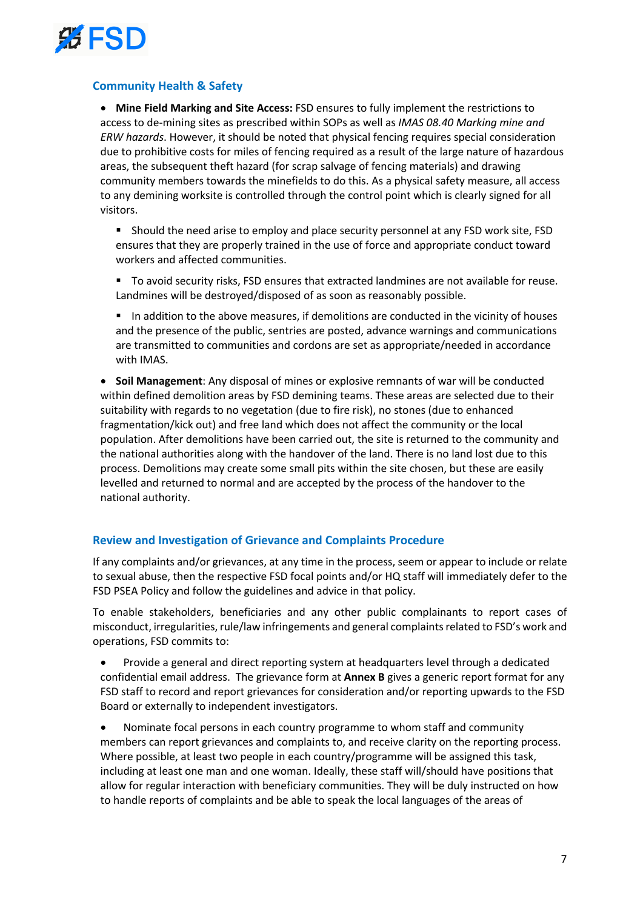## Community Health & Safety

- **Mine Field Marking and Site Access:** FSD ensures to fully implement the restrictions to access to de-mining sites as prescribed within SOPs as well as *IMAS 08.40 Marking mine and ERW hazards*. However, it should be noted that physical fencing requires special consideration due to prohibitive costs for miles of fencing required as a result of the large nature of hazardous areas, the subsequent theft hazard (for scrap salvage of fencing materials) and drawing community members towards the minefields to do this. As a physical safety measure, all access to any demining worksite is controlled through the control point which is clearly signed for all visitors.
  - Should the need arise to employ and place security personnel at any FSD work site, FSD ensures that they are properly trained in the use of force and appropriate conduct toward workers and affected communities.
  - To avoid security risks, FSD ensures that extracted landmines are not available for reuse. Landmines will be destroyed/disposed of as soon as reasonably possible.
  - In addition to the above measures, if demolitions are conducted in the vicinity of houses and the presence of the public, sentries are posted, advance warnings and communications are transmitted to communities and cordons are set as appropriate/needed in accordance with IMAS.
- **Soil Management**: Any disposal of mines or explosive remnants of war will be conducted within defined demolition areas by FSD demining teams. These areas are selected due to their suitability with regards to no vegetation (due to fire risk), no stones (due to enhanced fragmentation/kick out) and free land which does not affect the community or the local population. After demolitions have been carried out, the site is returned to the community and the national authorities along with the handover of the land. There is no land lost due to this process. Demolitions may create some small pits within the site chosen, but these are easily levelled and returned to normal and are accepted by the process of the handover to the national authority.

## Review and Investigation of Grievance and Complaints Procedure

If any complaints and/or grievances, at any time in the process, seem or appear to include or relate to sexual abuse, then the respective FSD focal points and/or HQ staff will immediately defer to the FSD PSEA Policy and follow the guidelines and advice in that policy.

To enable stakeholders, beneficiaries and any other public complainants to report cases of misconduct, irregularities, rule/law infringements and general complaints related to FSD's work and operations, FSD commits to:

- Provide a general and direct reporting system at headquarters level through a dedicated confidential email address. The grievance form at **Annex B** gives a generic report format for any FSD staff to record and report grievances for consideration and/or reporting upwards to the FSD Board or externally to independent investigators.
- Nominate focal persons in each country programme to whom staff and community members can report grievances and complaints to, and receive clarity on the reporting process. Where possible, at least two people in each country/programme will be assigned this task, including at least one man and one woman. Ideally, these staff will/should have positions that allow for regular interaction with beneficiary communities. They will be duly instructed on how to handle reports of complaints and be able to speak the local languages of the areas of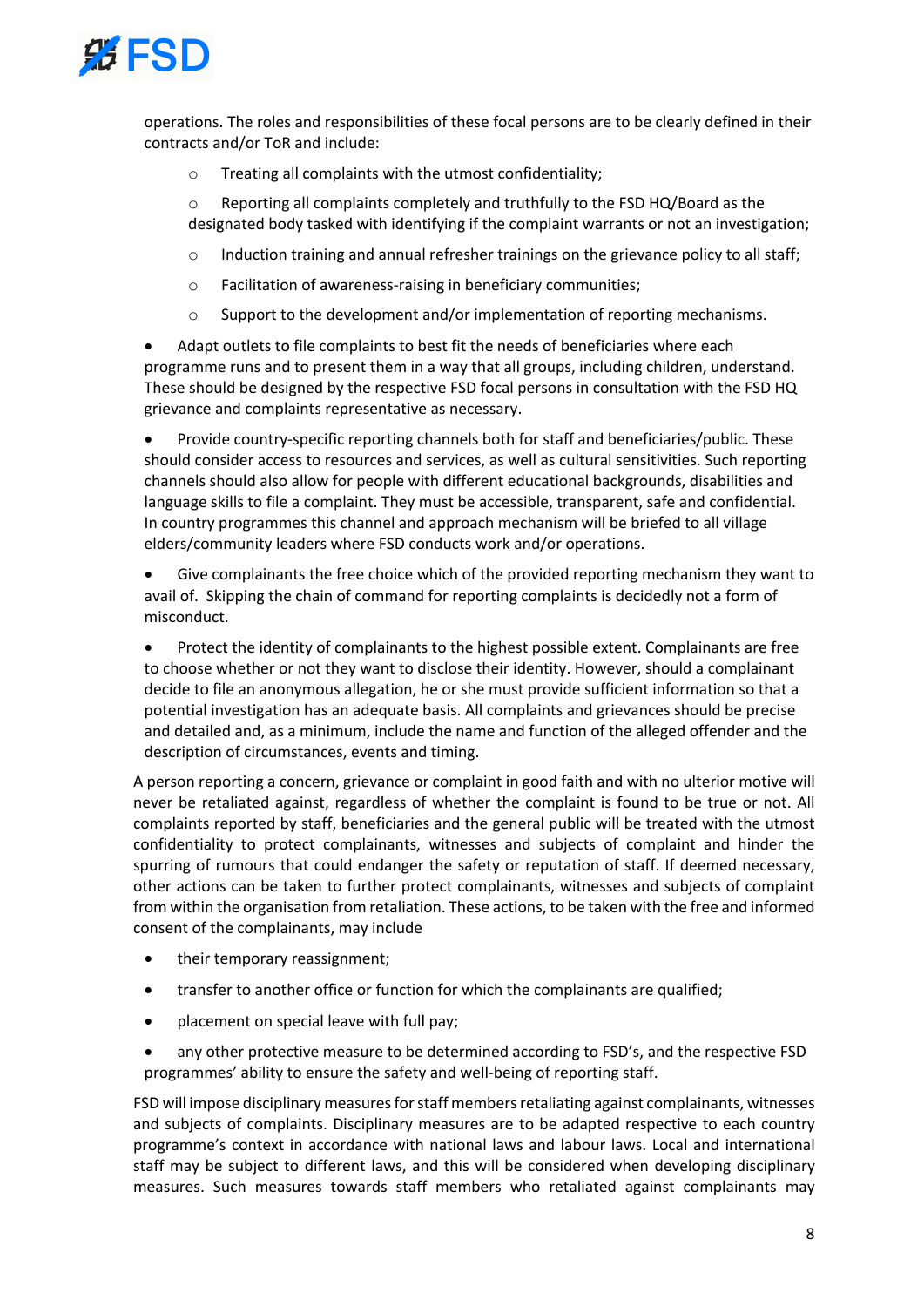operations. The roles and responsibilities of these focal persons are to be clearly defined in their contracts and/or ToR and include:

- Treating all complaints with the utmost confidentiality;
- Reporting all complaints completely and truthfully to the FSD HQ/Board as the designated body tasked with identifying if the complaint warrants or not an investigation;
- Induction training and annual refresher trainings on the grievance policy to all staff;
- Facilitation of awareness-raising in beneficiary communities;
- Support to the development and/or implementation of reporting mechanisms.

- Adapt outlets to file complaints to best fit the needs of beneficiaries where each programme runs and to present them in a way that all groups, including children, understand. These should be designed by the respective FSD focal persons in consultation with the FSD HQ grievance and complaints representative as necessary.
- Provide country-specific reporting channels both for staff and beneficiaries/public. These should consider access to resources and services, as well as cultural sensitivities. Such reporting channels should also allow for people with different educational backgrounds, disabilities and language skills to file a complaint. They must be accessible, transparent, safe and confidential. In country programmes this channel and approach mechanism will be briefed to all village elders/community leaders where FSD conducts work and/or operations.
- Give complainants the free choice which of the provided reporting mechanism they want to avail of. Skipping the chain of command for reporting complaints is decidedly not a form of misconduct.
- Protect the identity of complainants to the highest possible extent. Complainants are free to choose whether or not they want to disclose their identity. However, should a complainant decide to file an anonymous allegation, he or she must provide sufficient information so that a potential investigation has an adequate basis. All complaints and grievances should be precise and detailed and, as a minimum, include the name and function of the alleged offender and the description of circumstances, events and timing.

A person reporting a concern, grievance or complaint in good faith and with no ulterior motive will never be retaliated against, regardless of whether the complaint is found to be true or not. All complaints reported by staff, beneficiaries and the general public will be treated with the utmost confidentiality to protect complainants, witnesses and subjects of complaint and hinder the spurring of rumours that could endanger the safety or reputation of staff. If deemed necessary, other actions can be taken to further protect complainants, witnesses and subjects of complaint from within the organisation from retaliation. These actions, to be taken with the free and informed consent of the complainants, may include

- their temporary reassignment;
- transfer to another office or function for which the complainants are qualified;
- placement on special leave with full pay;
- any other protective measure to be determined according to FSD's, and the respective FSD programmes' ability to ensure the safety and well-being of reporting staff.

FSD will impose disciplinary measures for staff members retaliating against complainants, witnesses and subjects of complaints. Disciplinary measures are to be adapted respective to each country programme's context in accordance with national laws and labour laws. Local and international staff may be subject to different laws, and this will be considered when developing disciplinary measures. Such measures towards staff members who retaliated against complainants may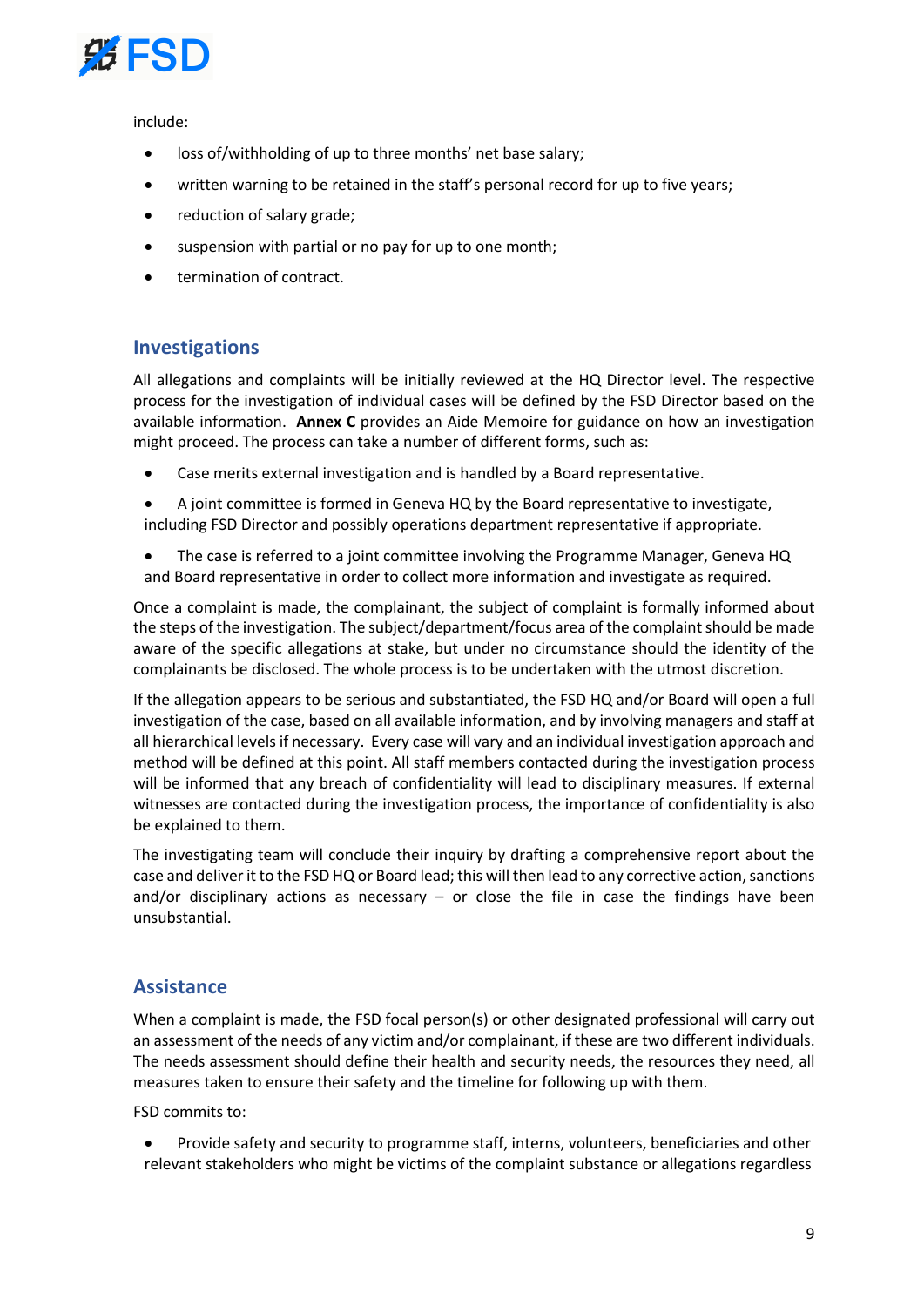include:

- loss of/withholding of up to three months' net base salary;
- written warning to be retained in the staff's personal record for up to five years;
- reduction of salary grade;
- suspension with partial or no pay for up to one month;
- termination of contract.

## Investigations

All allegations and complaints will be initially reviewed at the HQ Director level. The respective process for the investigation of individual cases will be defined by the FSD Director based on the available information. **Annex C** provides an Aide Memoire for guidance on how an investigation might proceed. The process can take a number of different forms, such as:

- Case merits external investigation and is handled by a Board representative.
- A joint committee is formed in Geneva HQ by the Board representative to investigate, including FSD Director and possibly operations department representative if appropriate.
- The case is referred to a joint committee involving the Programme Manager, Geneva HQ and Board representative in order to collect more information and investigate as required.

Once a complaint is made, the complainant, the subject of complaint is formally informed about the steps of the investigation. The subject/department/focus area of the complaint should be made aware of the specific allegations at stake, but under no circumstance should the identity of the complainants be disclosed. The whole process is to be undertaken with the utmost discretion.

If the allegation appears to be serious and substantiated, the FSD HQ and/or Board will open a full investigation of the case, based on all available information, and by involving managers and staff at all hierarchical levels if necessary. Every case will vary and an individual investigation approach and method will be defined at this point. All staff members contacted during the investigation process will be informed that any breach of confidentiality will lead to disciplinary measures. If external witnesses are contacted during the investigation process, the importance of confidentiality is also be explained to them.

The investigating team will conclude their inquiry by drafting a comprehensive report about the case and deliver it to the FSD HQ or Board lead; this will then lead to any corrective action, sanctions and/or disciplinary actions as necessary – or close the file in case the findings have been unsubstantial.

## Assistance

When a complaint is made, the FSD focal person(s) or other designated professional will carry out an assessment of the needs of any victim and/or complainant, if these are two different individuals. The needs assessment should define their health and security needs, the resources they need, all measures taken to ensure their safety and the timeline for following up with them.

FSD commits to:

- Provide safety and security to programme staff, interns, volunteers, beneficiaries and other relevant stakeholders who might be victims of the complaint substance or allegations regardless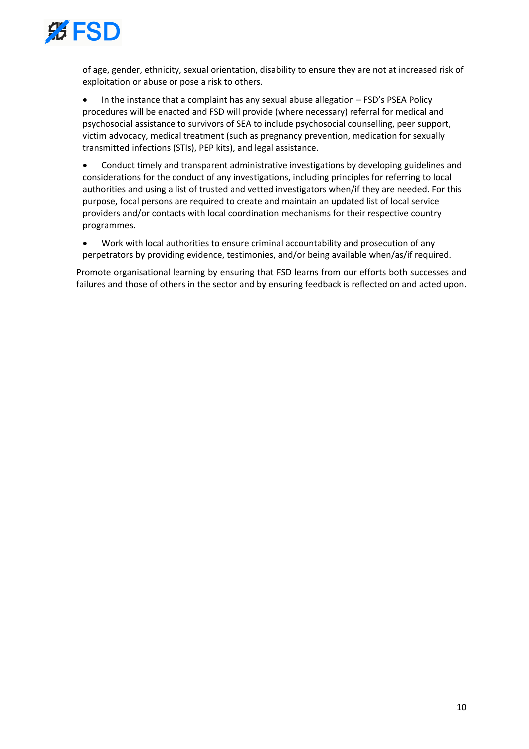of age, gender, ethnicity, sexual orientation, disability to ensure they are not at increased risk of exploitation or abuse or pose a risk to others.

- In the instance that a complaint has any sexual abuse allegation – FSD's PSEA Policy procedures will be enacted and FSD will provide (where necessary) referral for medical and psychosocial assistance to survivors of SEA to include psychosocial counselling, peer support, victim advocacy, medical treatment (such as pregnancy prevention, medication for sexually transmitted infections (STIs), PEP kits), and legal assistance.
- Conduct timely and transparent administrative investigations by developing guidelines and considerations for the conduct of any investigations, including principles for referring to local authorities and using a list of trusted and vetted investigators when/if they are needed. For this purpose, focal persons are required to create and maintain an updated list of local service providers and/or contacts with local coordination mechanisms for their respective country programmes.
- Work with local authorities to ensure criminal accountability and prosecution of any perpetrators by providing evidence, testimonies, and/or being available when/as/if required.

Promote organisational learning by ensuring that FSD learns from our efforts both successes and failures and those of others in the sector and by ensuring feedback is reflected on and acted upon.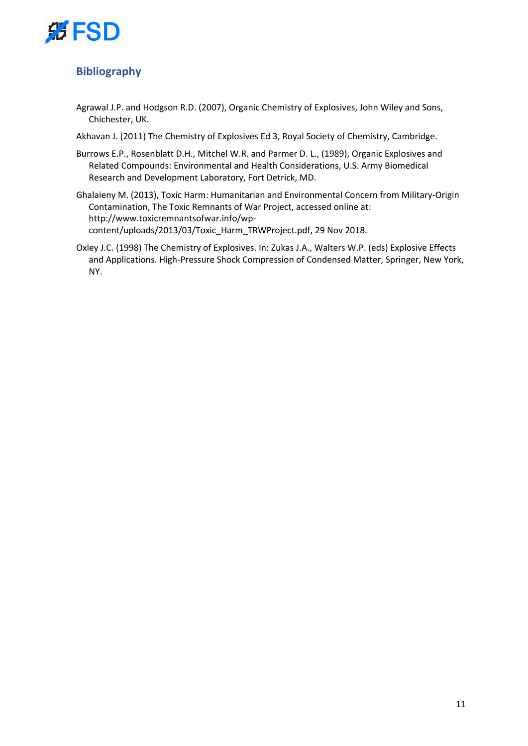## Bibliography

Agrawal J.P. and Hodgson R.D. (2007), Organic Chemistry of Explosives, John Wiley and Sons, Chichester, UK.

Akhavan J. (2011) The Chemistry of Explosives Ed 3, Royal Society of Chemistry, Cambridge.

Burrows E.P., Rosenblatt D.H., Mitchel W.R. and Parmer D. L., (1989), Organic Explosives and Related Compounds: Environmental and Health Considerations, U.S. Army Biomedical Research and Development Laboratory, Fort Detrick, MD.

Ghalaieny M. (2013), Toxic Harm: Humanitarian and Environmental Concern from Military-Origin Contamination, The Toxic Remnants of War Project, accessed online at: http://www.toxicremnantsofwar.info/wp-content/uploads/2013/03/Toxic_Harm_TRWProject.pdf, 29 Nov 2018.

Oxley J.C. (1998) The Chemistry of Explosives. In: Zukas J.A., Walters W.P. (eds) Explosive Effects and Applications. High-Pressure Shock Compression of Condensed Matter, Springer, New York, NY.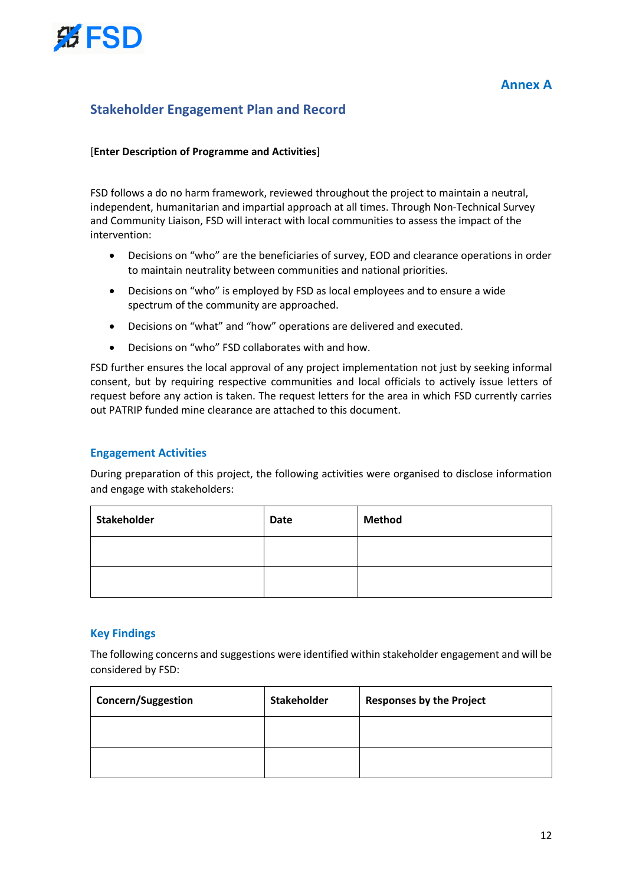Annex A

## Stakeholder Engagement Plan and Record

[**Enter Description of Programme and Activities**]

FSD follows a do no harm framework, reviewed throughout the project to maintain a neutral, independent, humanitarian and impartial approach at all times. Through Non-Technical Survey and Community Liaison, FSD will interact with local communities to assess the impact of the intervention:

- Decisions on "who" are the beneficiaries of survey, EOD and clearance operations in order to maintain neutrality between communities and national priorities.
- Decisions on "who" is employed by FSD as local employees and to ensure a wide spectrum of the community are approached.
- Decisions on "what" and "how" operations are delivered and executed.
- Decisions on "who" FSD collaborates with and how.

FSD further ensures the local approval of any project implementation not just by seeking informal consent, but by requiring respective communities and local officials to actively issue letters of request before any action is taken. The request letters for the area in which FSD currently carries out PATRIP funded mine clearance are attached to this document.

### Engagement Activities

During preparation of this project, the following activities were organised to disclose information and engage with stakeholders:

| Stakeholder | Date | Method |
|---|---|---|
| | | |
| | | |

### Key Findings

The following concerns and suggestions were identified within stakeholder engagement and will be considered by FSD:

| Concern/Suggestion | Stakeholder | Responses by the Project |
|---|---|---|
| | | |
| | | |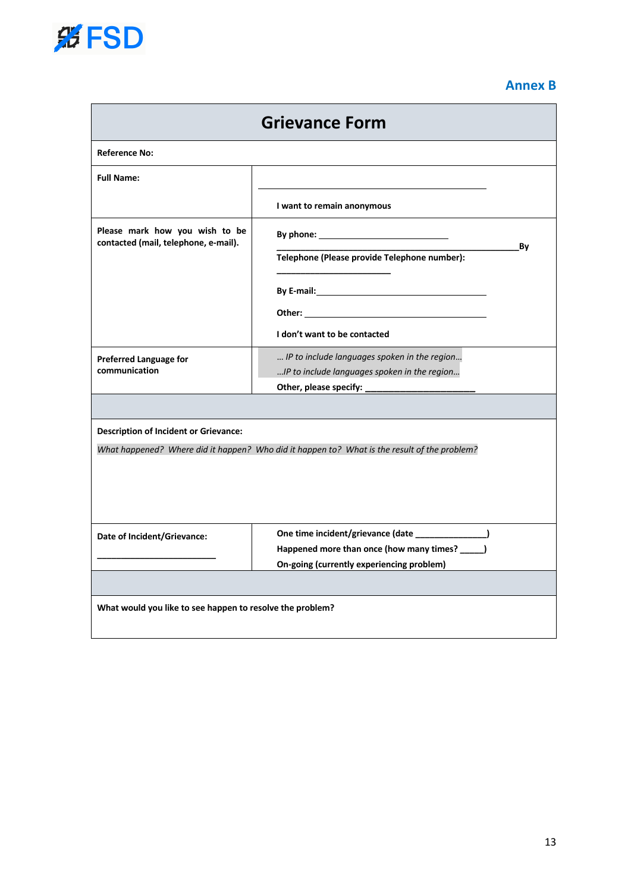**Annex B**

| **Grievance Form** | |
|---|---|
| **Reference No:** | |
| **Full Name:** | ______________________________________ <br> **I want to remain anonymous** |
| **Please mark how you wish to be contacted (mail, telephone, e-mail).** | **By phone:** ______________________ <br> ______________________________________________**By Telephone (Please provide Telephone number):** <br> ____________________ <br> **By E-mail:**______________________________ <br> **Other:** ________________________________ <br> **I don't want to be contacted** |
| **Preferred Language for communication** | *... IP to include languages spoken in the region…* <br> *…IP to include languages spoken in the region…* <br> **Other, please specify: ______________________** |
| | |
| **Description of Incident or Grievance:** <br> *What happened? Where did it happen? Who did it happen to? What is the result of the problem?* | |
| **Date of Incident/Grievance:** <br> ________________________ | **One time incident/grievance (date _______________)** <br> **Happened more than once (how many times? _____)** <br> **On-going (currently experiencing problem)** |
| | |
| **What would you like to see happen to resolve the problem?** | |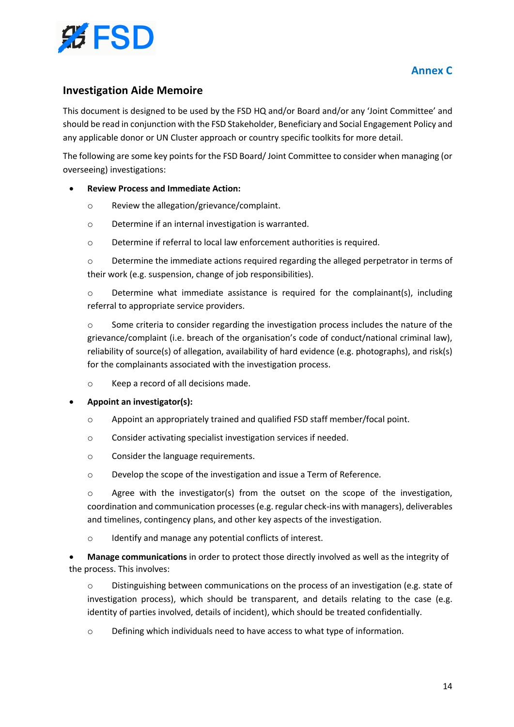Annex C

## Investigation Aide Memoire

This document is designed to be used by the FSD HQ and/or Board and/or any 'Joint Committee' and should be read in conjunction with the FSD Stakeholder, Beneficiary and Social Engagement Policy and any applicable donor or UN Cluster approach or country specific toolkits for more detail.

The following are some key points for the FSD Board/ Joint Committee to consider when managing (or overseeing) investigations:

- **Review Process and Immediate Action:**
  - Review the allegation/grievance/complaint.
  - Determine if an internal investigation is warranted.
  - Determine if referral to local law enforcement authorities is required.
  - Determine the immediate actions required regarding the alleged perpetrator in terms of their work (e.g. suspension, change of job responsibilities).
  - Determine what immediate assistance is required for the complainant(s), including referral to appropriate service providers.
  - Some criteria to consider regarding the investigation process includes the nature of the grievance/complaint (i.e. breach of the organisation's code of conduct/national criminal law), reliability of source(s) of allegation, availability of hard evidence (e.g. photographs), and risk(s) for the complainants associated with the investigation process.
  - Keep a record of all decisions made.
- **Appoint an investigator(s):**
  - Appoint an appropriately trained and qualified FSD staff member/focal point.
  - Consider activating specialist investigation services if needed.
  - Consider the language requirements.
  - Develop the scope of the investigation and issue a Term of Reference.
  - Agree with the investigator(s) from the outset on the scope of the investigation, coordination and communication processes (e.g. regular check-ins with managers), deliverables and timelines, contingency plans, and other key aspects of the investigation.
  - Identify and manage any potential conflicts of interest.
- **Manage communications** in order to protect those directly involved as well as the integrity of the process. This involves:
  - Distinguishing between communications on the process of an investigation (e.g. state of investigation process), which should be transparent, and details relating to the case (e.g. identity of parties involved, details of incident), which should be treated confidentially.
  - Defining which individuals need to have access to what type of information.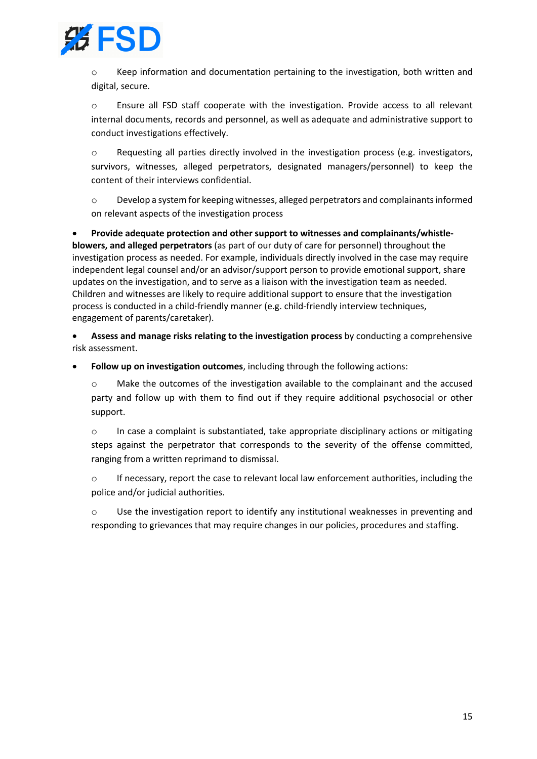- Keep information and documentation pertaining to the investigation, both written and digital, secure.
- Ensure all FSD staff cooperate with the investigation. Provide access to all relevant internal documents, records and personnel, as well as adequate and administrative support to conduct investigations effectively.
- Requesting all parties directly involved in the investigation process (e.g. investigators, survivors, witnesses, alleged perpetrators, designated managers/personnel) to keep the content of their interviews confidential.
- Develop a system for keeping witnesses, alleged perpetrators and complainants informed on relevant aspects of the investigation process

- **Provide adequate protection and other support to witnesses and complainants/whistle-blowers, and alleged perpetrators** (as part of our duty of care for personnel) throughout the investigation process as needed. For example, individuals directly involved in the case may require independent legal counsel and/or an advisor/support person to provide emotional support, share updates on the investigation, and to serve as a liaison with the investigation team as needed. Children and witnesses are likely to require additional support to ensure that the investigation process is conducted in a child-friendly manner (e.g. child-friendly interview techniques, engagement of parents/caretaker).
- **Assess and manage risks relating to the investigation process** by conducting a comprehensive risk assessment.
- **Follow up on investigation outcomes**, including through the following actions:
  - Make the outcomes of the investigation available to the complainant and the accused party and follow up with them to find out if they require additional psychosocial or other support.
  - In case a complaint is substantiated, take appropriate disciplinary actions or mitigating steps against the perpetrator that corresponds to the severity of the offense committed, ranging from a written reprimand to dismissal.
  - If necessary, report the case to relevant local law enforcement authorities, including the police and/or judicial authorities.
  - Use the investigation report to identify any institutional weaknesses in preventing and responding to grievances that may require changes in our policies, procedures and staffing.